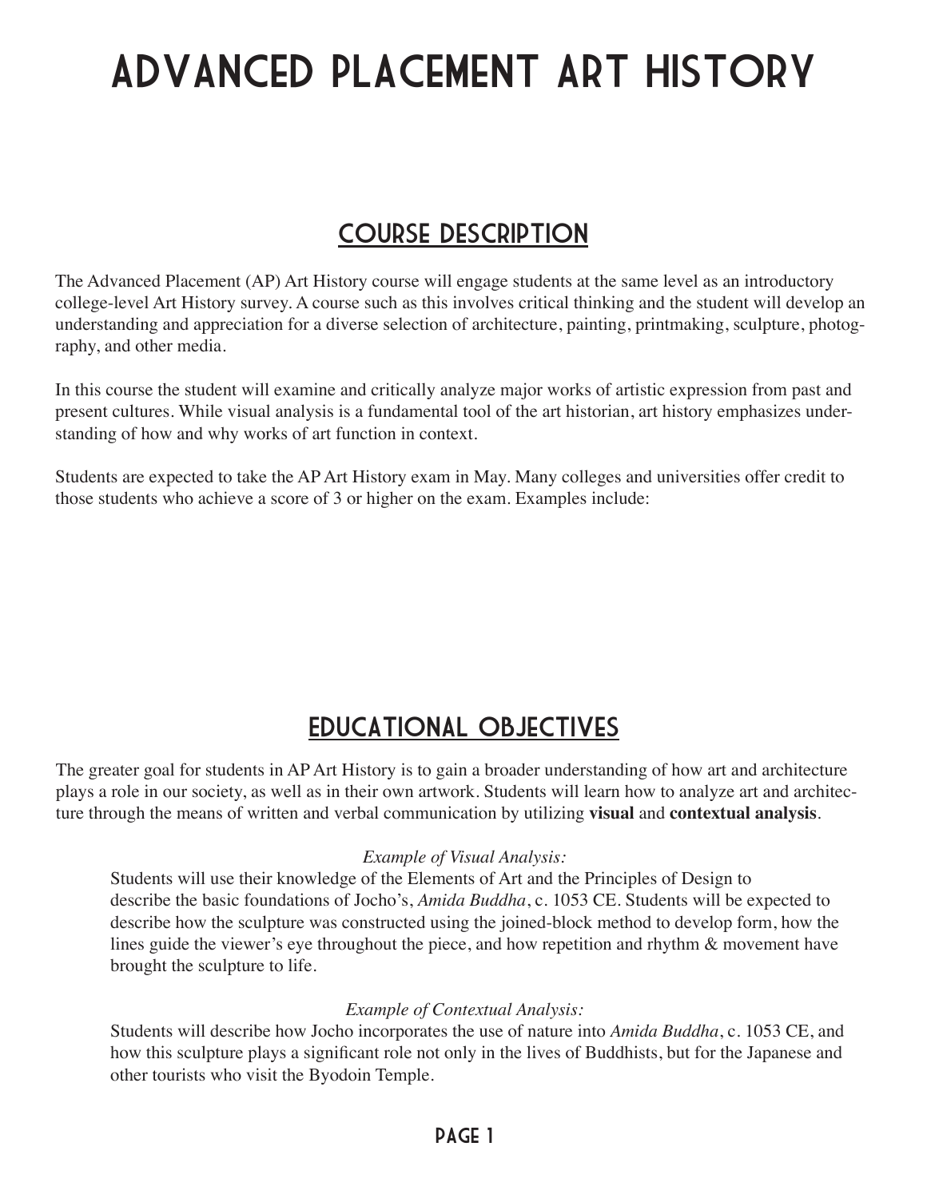# ADVANCED PLACEMENT ART HISTORY

## COURSE DESCRIPTION

The Advanced Placement (AP) Art History course will engage students at the same level as an introductory college-level Art History survey. A course such as this involves critical thinking and the student will develop an understanding and appreciation for a diverse selection of architecture, painting, printmaking, sculpture, photography, and other media.

In this course the student will examine and critically analyze major works of artistic expression from past and present cultures. While visual analysis is a fundamental tool of the art historian, art history emphasizes understanding of how and why works of art function in context.

Students are expected to take the AP Art History exam in May. Many colleges and universities offer credit to those students who achieve a score of 3 or higher on the exam. Examples include:

## EDUCATIONAL OBJECTIVES

The greater goal for students in AP Art History is to gain a broader understanding of how art and architecture plays a role in our society, as well as in their own artwork. Students will learn how to analyze art and architecture through the means of written and verbal communication by utilizing **visual** and **contextual analysis**.

*Example of Visual Analysis:*

Students will use their knowledge of the Elements of Art and the Principles of Design to describe the basic foundations of Jocho's, *Amida Buddha*, c. 1053 CE. Students will be expected to describe how the sculpture was constructed using the joined-block method to develop form, how the lines guide the viewer's eye throughout the piece, and how repetition and rhythm & movement have brought the sculpture to life.

*Example of Contextual Analysis:*

Students will describe how Jocho incorporates the use of nature into *Amida Buddha*, c. 1053 CE, and how this sculpture plays a significant role not only in the lives of Buddhists, but for the Japanese and other tourists who visit the Byodoin Temple.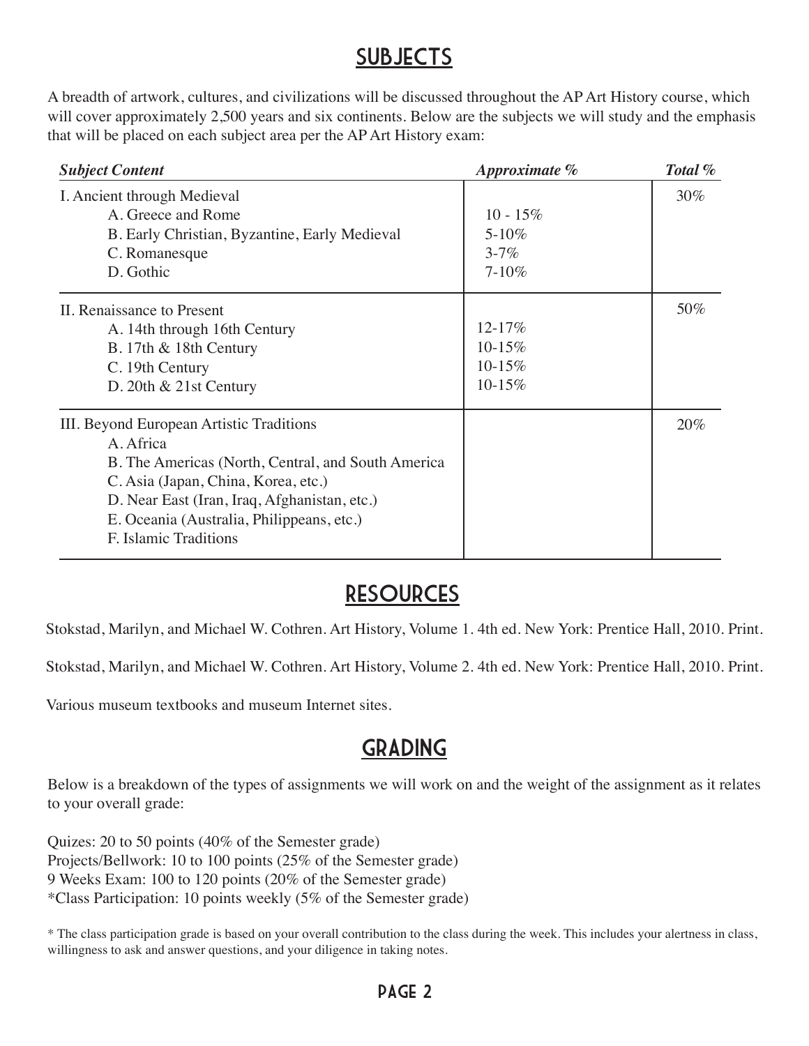## SUBJECTS

A breadth of artwork, cultures, and civilizations will be discussed throughout the AP Art History course, which will cover approximately 2,500 years and six continents. Below are the subjects we will study and the emphasis that will be placed on each subject area per the AP Art History exam:

| *Subject Content* | *Approximate %* | *Total %* |
|---|---|---|
| I. Ancient through Medieval | | 30% |
| A. Greece and Rome | 10 - 15% | |
| B. Early Christian, Byzantine, Early Medieval | 5-10% | |
| C. Romanesque | 3-7% | |
| D. Gothic | 7-10% | |
| II. Renaissance to Present | | 50% |
| A. 14th through 16th Century | 12-17% | |
| B. 17th & 18th Century | 10-15% | |
| C. 19th Century | 10-15% | |
| D. 20th & 21st Century | 10-15% | |
| III. Beyond European Artistic Traditions | | 20% |
| A. Africa | | |
| B. The Americas (North, Central, and South America | | |
| C. Asia (Japan, China, Korea, etc.) | | |
| D. Near East (Iran, Iraq, Afghanistan, etc.) | | |
| E. Oceania (Australia, Philippeans, etc.) | | |
| F. Islamic Traditions | | |

## RESOURCES

Stokstad, Marilyn, and Michael W. Cothren. Art History, Volume 1. 4th ed. New York: Prentice Hall, 2010. Print.

Stokstad, Marilyn, and Michael W. Cothren. Art History, Volume 2. 4th ed. New York: Prentice Hall, 2010. Print.

Various museum textbooks and museum Internet sites.

## GRADING

Below is a breakdown of the types of assignments we will work on and the weight of the assignment as it relates to your overall grade:

Quizes: 20 to 50 points (40% of the Semester grade)
Projects/Bellwork: 10 to 100 points (25% of the Semester grade)
9 Weeks Exam: 100 to 120 points (20% of the Semester grade)
*Class Participation: 10 points weekly (5% of the Semester grade)

* The class participation grade is based on your overall contribution to the class during the week. This includes your alertness in class, willingness to ask and answer questions, and your diligence in taking notes.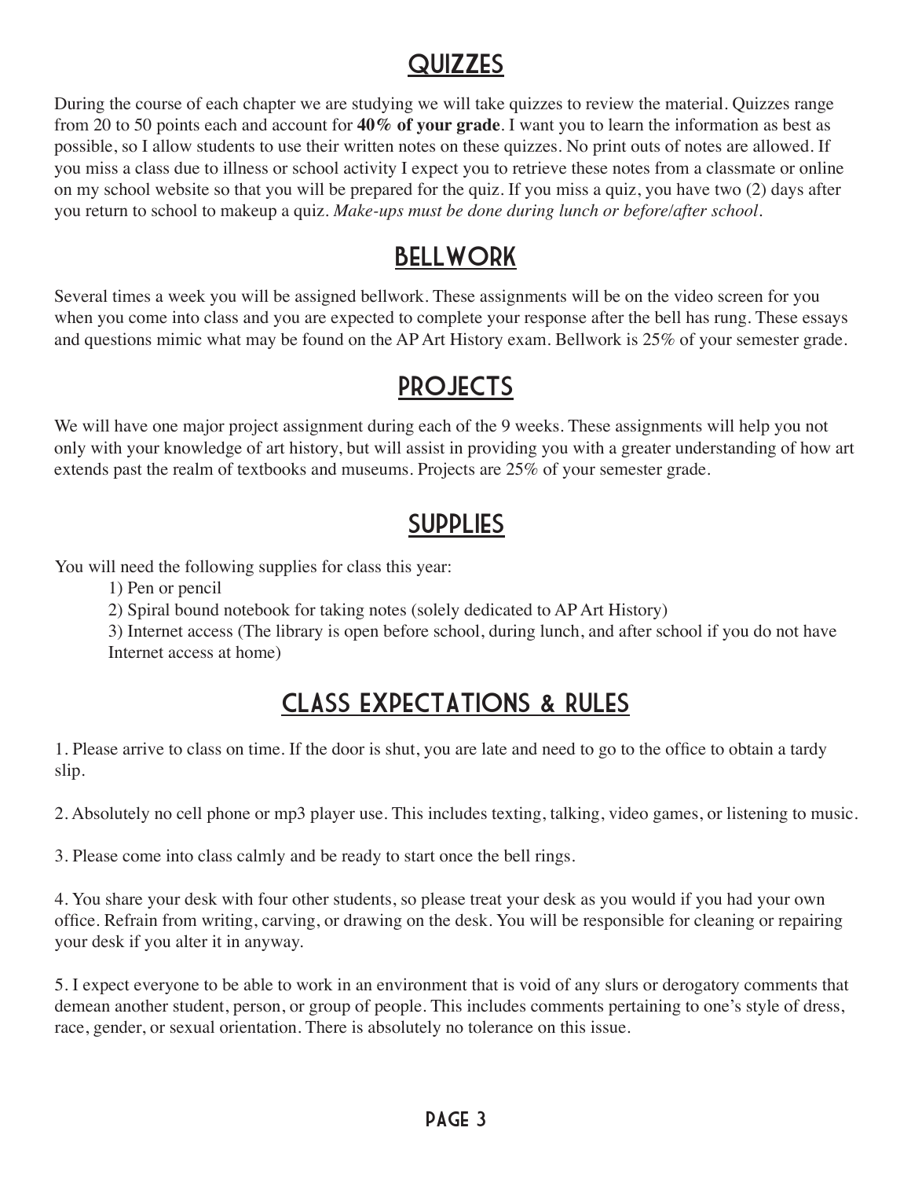## QUIZZES

During the course of each chapter we are studying we will take quizzes to review the material. Quizzes range from 20 to 50 points each and account for **40% of your grade**. I want you to learn the information as best as possible, so I allow students to use their written notes on these quizzes. No print outs of notes are allowed. If you miss a class due to illness or school activity I expect you to retrieve these notes from a classmate or online on my school website so that you will be prepared for the quiz. If you miss a quiz, you have two (2) days after you return to school to makeup a quiz. *Make-ups must be done during lunch or before/after school.*

## BELLWORK

Several times a week you will be assigned bellwork. These assignments will be on the video screen for you when you come into class and you are expected to complete your response after the bell has rung. These essays and questions mimic what may be found on the AP Art History exam. Bellwork is 25% of your semester grade.

## PROJECTS

We will have one major project assignment during each of the 9 weeks. These assignments will help you not only with your knowledge of art history, but will assist in providing you with a greater understanding of how art extends past the realm of textbooks and museums. Projects are 25% of your semester grade.

## SUPPLIES

You will need the following supplies for class this year:

1) Pen or pencil
2) Spiral bound notebook for taking notes (solely dedicated to AP Art History)
3) Internet access (The library is open before school, during lunch, and after school if you do not have Internet access at home)

## CLASS EXPECTATIONS & RULES

1. Please arrive to class on time. If the door is shut, you are late and need to go to the office to obtain a tardy slip.

2. Absolutely no cell phone or mp3 player use. This includes texting, talking, video games, or listening to music.

3. Please come into class calmly and be ready to start once the bell rings.

4. You share your desk with four other students, so please treat your desk as you would if you had your own office. Refrain from writing, carving, or drawing on the desk. You will be responsible for cleaning or repairing your desk if you alter it in anyway.

5. I expect everyone to be able to work in an environment that is void of any slurs or derogatory comments that demean another student, person, or group of people. This includes comments pertaining to one's style of dress, race, gender, or sexual orientation. There is absolutely no tolerance on this issue.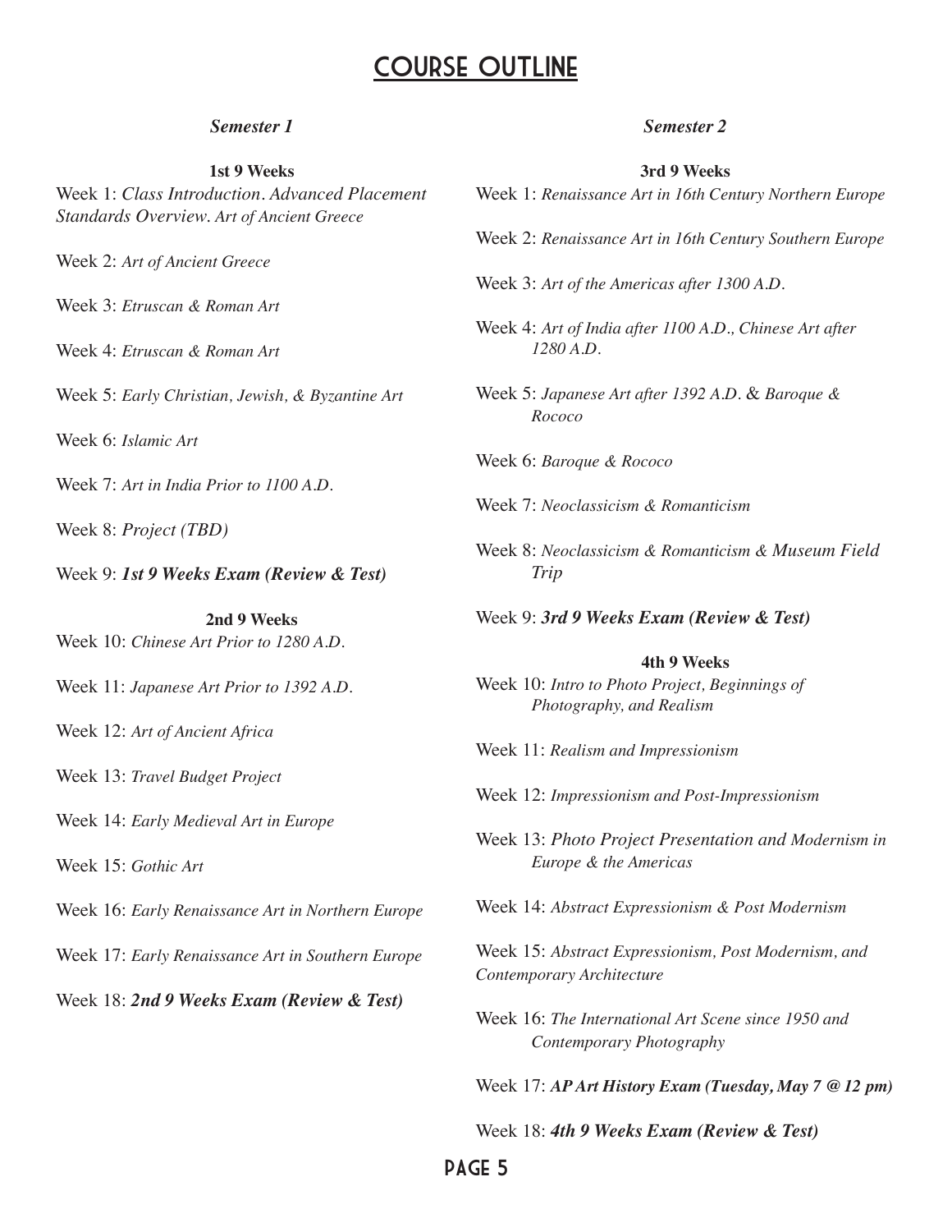# COURSE OUTLINE

## *Semester 1*

### 1st 9 Weeks

Week 1: *Class Introduction. Advanced Placement Standards Overview. Art of Ancient Greece*

Week 2: *Art of Ancient Greece*

Week 3: *Etruscan & Roman Art*

Week 4: *Etruscan & Roman Art*

Week 5: *Early Christian, Jewish, & Byzantine Art*

Week 6: *Islamic Art*

Week 7: *Art in India Prior to 1100 A.D.*

Week 8: *Project (TBD)*

Week 9: ***1st 9 Weeks Exam (Review & Test)***

### 2nd 9 Weeks

Week 10: *Chinese Art Prior to 1280 A.D.*

Week 11: *Japanese Art Prior to 1392 A.D.*

Week 12: *Art of Ancient Africa*

Week 13: *Travel Budget Project*

Week 14: *Early Medieval Art in Europe*

Week 15: *Gothic Art*

Week 16: *Early Renaissance Art in Northern Europe*

Week 17: *Early Renaissance Art in Southern Europe*

Week 18: ***2nd 9 Weeks Exam (Review & Test)***

## *Semester 2*

### 3rd 9 Weeks

Week 1: *Renaissance Art in 16th Century Northern Europe*

Week 2: *Renaissance Art in 16th Century Southern Europe*

Week 3: *Art of the Americas after 1300 A.D.*

Week 4: *Art of India after 1100 A.D., Chinese Art after 1280 A.D.*

Week 5: *Japanese Art after 1392 A.D.* & *Baroque & Rococo*

Week 6: *Baroque & Rococo*

Week 7: *Neoclassicism & Romanticism*

Week 8: *Neoclassicism & Romanticism & Museum Field Trip*

Week 9: ***3rd 9 Weeks Exam (Review & Test)***

### 4th 9 Weeks

Week 10: *Intro to Photo Project, Beginnings of Photography, and Realism*

Week 11: *Realism and Impressionism*

Week 12: *Impressionism and Post-Impressionism*

Week 13: *Photo Project Presentation and Modernism in Europe & the Americas*

Week 14: *Abstract Expressionism & Post Modernism*

Week 15: *Abstract Expressionism, Post Modernism, and Contemporary Architecture*

Week 16: *The International Art Scene since 1950 and Contemporary Photography*

Week 17: ***AP Art History Exam (Tuesday, May 7 @ 12 pm)***

Week 18: ***4th 9 Weeks Exam (Review & Test)***